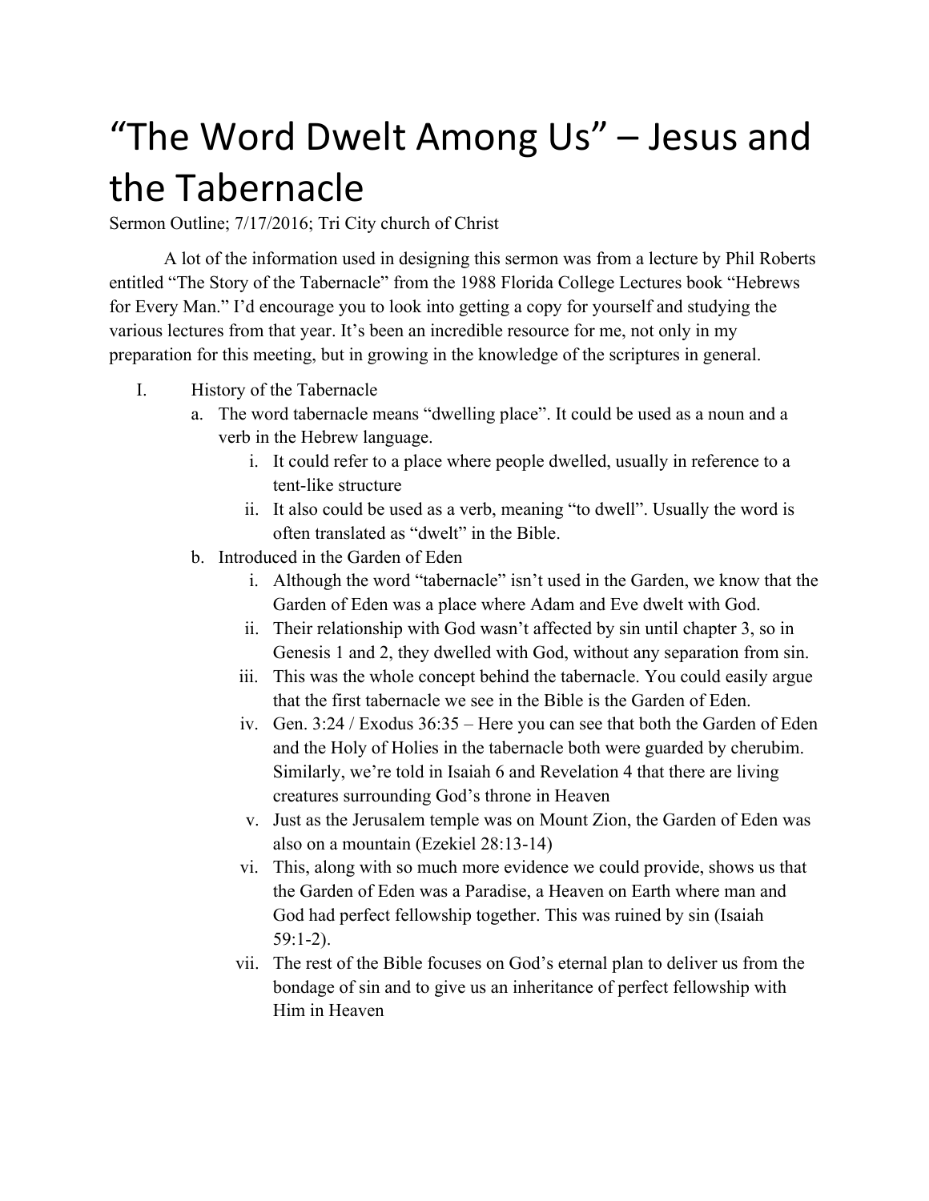# "The Word Dwelt Among Us" – Jesus and the Tabernacle

Sermon Outline; 7/17/2016; Tri City church of Christ

A lot of the information used in designing this sermon was from a lecture by Phil Roberts entitled "The Story of the Tabernacle" from the 1988 Florida College Lectures book "Hebrews for Every Man." I'd encourage you to look into getting a copy for yourself and studying the various lectures from that year. It's been an incredible resource for me, not only in my preparation for this meeting, but in growing in the knowledge of the scriptures in general.

I. History of the Tabernacle
   a. The word tabernacle means "dwelling place". It could be used as a noun and a verb in the Hebrew language.
      i. It could refer to a place where people dwelled, usually in reference to a tent-like structure
      ii. It also could be used as a verb, meaning "to dwell". Usually the word is often translated as "dwelt" in the Bible.
   b. Introduced in the Garden of Eden
      i. Although the word "tabernacle" isn't used in the Garden, we know that the Garden of Eden was a place where Adam and Eve dwelt with God.
      ii. Their relationship with God wasn't affected by sin until chapter 3, so in Genesis 1 and 2, they dwelled with God, without any separation from sin.
      iii. This was the whole concept behind the tabernacle. You could easily argue that the first tabernacle we see in the Bible is the Garden of Eden.
      iv. Gen. 3:24 / Exodus 36:35 – Here you can see that both the Garden of Eden and the Holy of Holies in the tabernacle both were guarded by cherubim. Similarly, we're told in Isaiah 6 and Revelation 4 that there are living creatures surrounding God's throne in Heaven
      v. Just as the Jerusalem temple was on Mount Zion, the Garden of Eden was also on a mountain (Ezekiel 28:13-14)
      vi. This, along with so much more evidence we could provide, shows us that the Garden of Eden was a Paradise, a Heaven on Earth where man and God had perfect fellowship together. This was ruined by sin (Isaiah 59:1-2).
      vii. The rest of the Bible focuses on God's eternal plan to deliver us from the bondage of sin and to give us an inheritance of perfect fellowship with Him in Heaven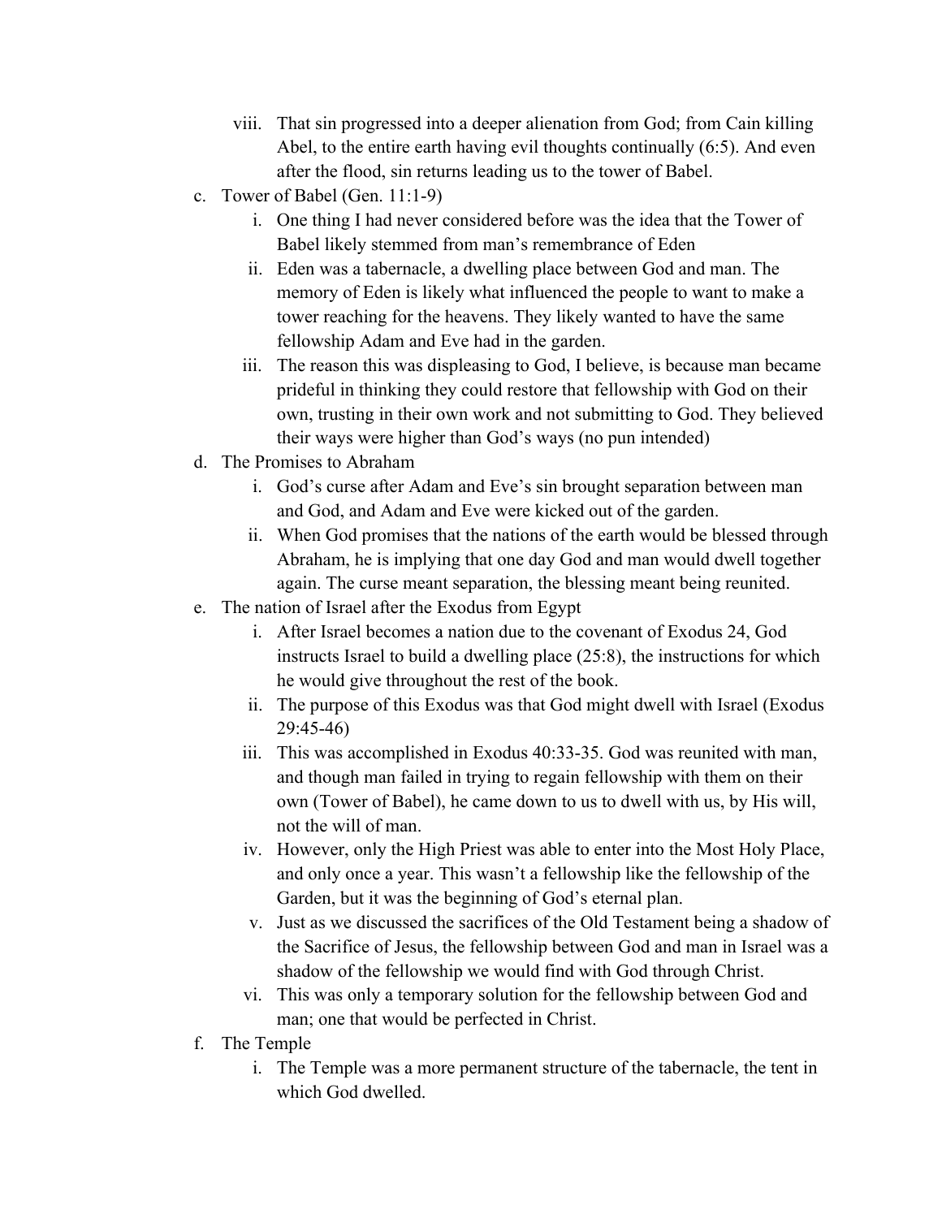viii. That sin progressed into a deeper alienation from God; from Cain killing Abel, to the entire earth having evil thoughts continually (6:5). And even after the flood, sin returns leading us to the tower of Babel.

c. Tower of Babel (Gen. 11:1-9)
   i. One thing I had never considered before was the idea that the Tower of Babel likely stemmed from man's remembrance of Eden
   ii. Eden was a tabernacle, a dwelling place between God and man. The memory of Eden is likely what influenced the people to want to make a tower reaching for the heavens. They likely wanted to have the same fellowship Adam and Eve had in the garden.
   iii. The reason this was displeasing to God, I believe, is because man became prideful in thinking they could restore that fellowship with God on their own, trusting in their own work and not submitting to God. They believed their ways were higher than God's ways (no pun intended)

d. The Promises to Abraham
   i. God's curse after Adam and Eve's sin brought separation between man and God, and Adam and Eve were kicked out of the garden.
   ii. When God promises that the nations of the earth would be blessed through Abraham, he is implying that one day God and man would dwell together again. The curse meant separation, the blessing meant being reunited.

e. The nation of Israel after the Exodus from Egypt
   i. After Israel becomes a nation due to the covenant of Exodus 24, God instructs Israel to build a dwelling place (25:8), the instructions for which he would give throughout the rest of the book.
   ii. The purpose of this Exodus was that God might dwell with Israel (Exodus 29:45-46)
   iii. This was accomplished in Exodus 40:33-35. God was reunited with man, and though man failed in trying to regain fellowship with them on their own (Tower of Babel), he came down to us to dwell with us, by His will, not the will of man.
   iv. However, only the High Priest was able to enter into the Most Holy Place, and only once a year. This wasn't a fellowship like the fellowship of the Garden, but it was the beginning of God's eternal plan.
   v. Just as we discussed the sacrifices of the Old Testament being a shadow of the Sacrifice of Jesus, the fellowship between God and man in Israel was a shadow of the fellowship we would find with God through Christ.
   vi. This was only a temporary solution for the fellowship between God and man; one that would be perfected in Christ.

f. The Temple
   i. The Temple was a more permanent structure of the tabernacle, the tent in which God dwelled.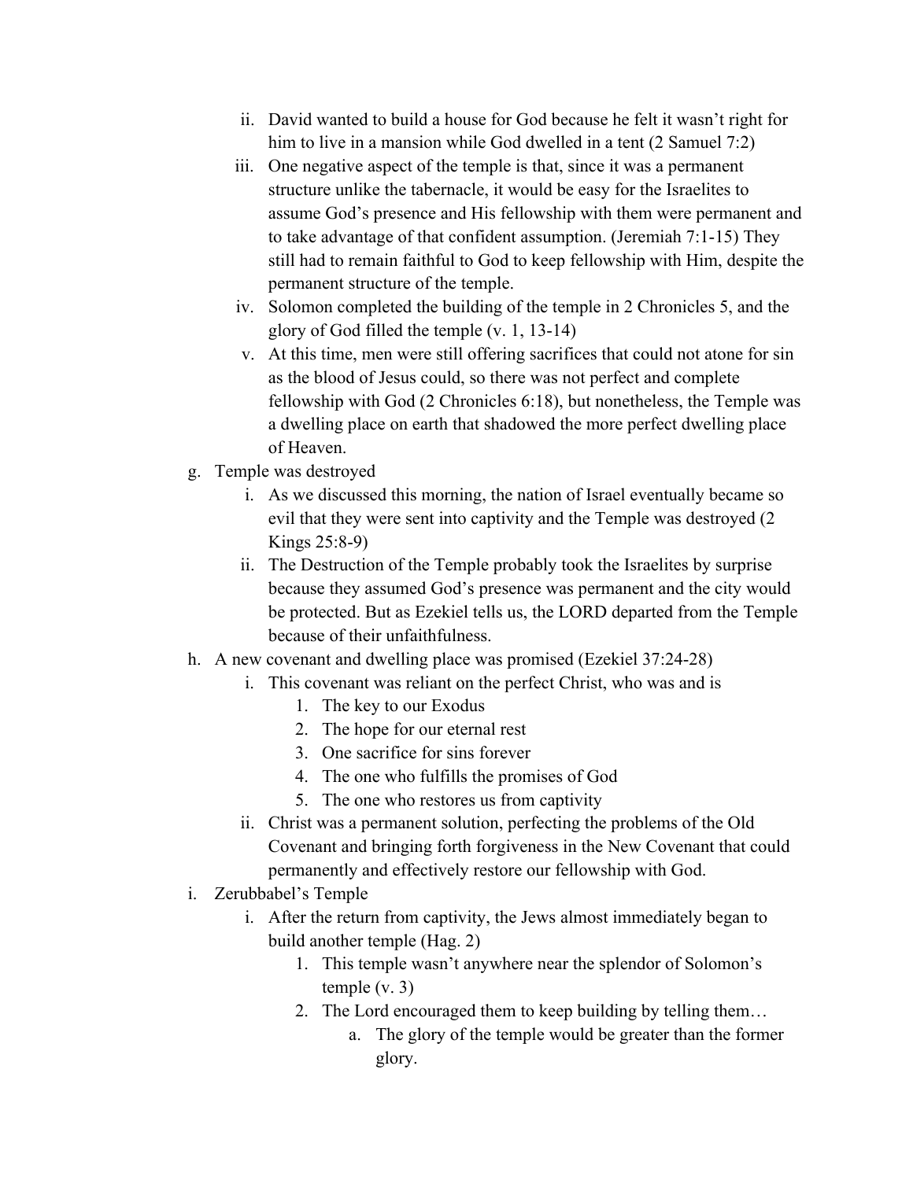ii. David wanted to build a house for God because he felt it wasn't right for him to live in a mansion while God dwelled in a tent (2 Samuel 7:2)
   iii. One negative aspect of the temple is that, since it was a permanent structure unlike the tabernacle, it would be easy for the Israelites to assume God's presence and His fellowship with them were permanent and to take advantage of that confident assumption. (Jeremiah 7:1-15) They still had to remain faithful to God to keep fellowship with Him, despite the permanent structure of the temple.
   iv. Solomon completed the building of the temple in 2 Chronicles 5, and the glory of God filled the temple (v. 1, 13-14)
   v. At this time, men were still offering sacrifices that could not atone for sin as the blood of Jesus could, so there was not perfect and complete fellowship with God (2 Chronicles 6:18), but nonetheless, the Temple was a dwelling place on earth that shadowed the more perfect dwelling place of Heaven.

g. Temple was destroyed
   i. As we discussed this morning, the nation of Israel eventually became so evil that they were sent into captivity and the Temple was destroyed (2 Kings 25:8-9)
   ii. The Destruction of the Temple probably took the Israelites by surprise because they assumed God's presence was permanent and the city would be protected. But as Ezekiel tells us, the LORD departed from the Temple because of their unfaithfulness.

h. A new covenant and dwelling place was promised (Ezekiel 37:24-28)
   i. This covenant was reliant on the perfect Christ, who was and is
      1. The key to our Exodus
      2. The hope for our eternal rest
      3. One sacrifice for sins forever
      4. The one who fulfills the promises of God
      5. The one who restores us from captivity
   ii. Christ was a permanent solution, perfecting the problems of the Old Covenant and bringing forth forgiveness in the New Covenant that could permanently and effectively restore our fellowship with God.

i. Zerubbabel's Temple
   i. After the return from captivity, the Jews almost immediately began to build another temple (Hag. 2)
      1. This temple wasn't anywhere near the splendor of Solomon's temple (v. 3)
      2. The Lord encouraged them to keep building by telling them…
         a. The glory of the temple would be greater than the former glory.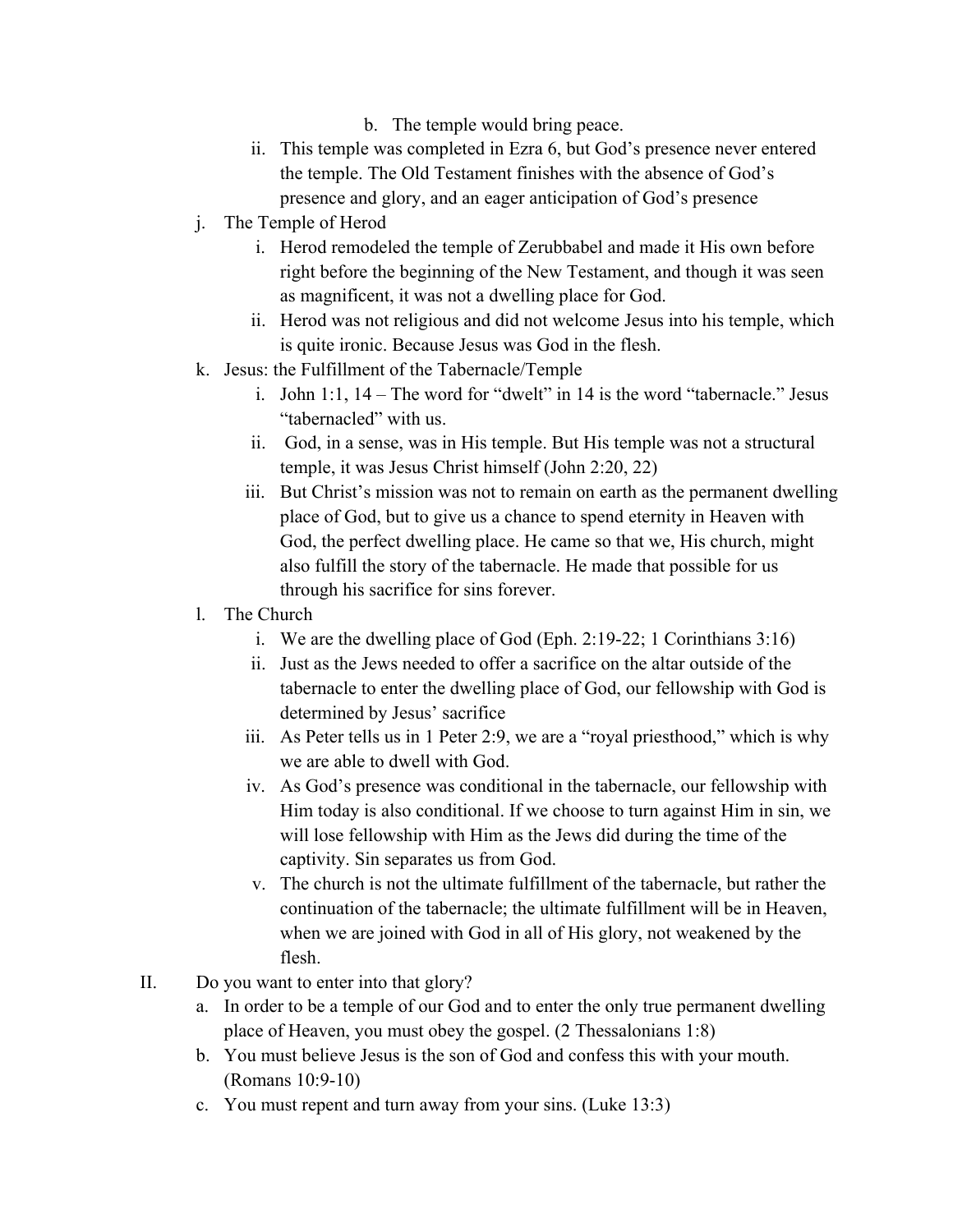b. The temple would bring peace.
      ii. This temple was completed in Ezra 6, but God's presence never entered the temple. The Old Testament finishes with the absence of God's presence and glory, and an eager anticipation of God's presence
   j. The Temple of Herod
      i. Herod remodeled the temple of Zerubbabel and made it His own before right before the beginning of the New Testament, and though it was seen as magnificent, it was not a dwelling place for God.
      ii. Herod was not religious and did not welcome Jesus into his temple, which is quite ironic. Because Jesus was God in the flesh.
   k. Jesus: the Fulfillment of the Tabernacle/Temple
      i. John 1:1, 14 – The word for "dwelt" in 14 is the word "tabernacle." Jesus "tabernacled" with us.
      ii. God, in a sense, was in His temple. But His temple was not a structural temple, it was Jesus Christ himself (John 2:20, 22)
      iii. But Christ's mission was not to remain on earth as the permanent dwelling place of God, but to give us a chance to spend eternity in Heaven with God, the perfect dwelling place. He came so that we, His church, might also fulfill the story of the tabernacle. He made that possible for us through his sacrifice for sins forever.
   l. The Church
      i. We are the dwelling place of God (Eph. 2:19-22; 1 Corinthians 3:16)
      ii. Just as the Jews needed to offer a sacrifice on the altar outside of the tabernacle to enter the dwelling place of God, our fellowship with God is determined by Jesus' sacrifice
      iii. As Peter tells us in 1 Peter 2:9, we are a "royal priesthood," which is why we are able to dwell with God.
      iv. As God's presence was conditional in the tabernacle, our fellowship with Him today is also conditional. If we choose to turn against Him in sin, we will lose fellowship with Him as the Jews did during the time of the captivity. Sin separates us from God.
      v. The church is not the ultimate fulfillment of the tabernacle, but rather the continuation of the tabernacle; the ultimate fulfillment will be in Heaven, when we are joined with God in all of His glory, not weakened by the flesh.

II. Do you want to enter into that glory?
   a. In order to be a temple of our God and to enter the only true permanent dwelling place of Heaven, you must obey the gospel. (2 Thessalonians 1:8)
   b. You must believe Jesus is the son of God and confess this with your mouth. (Romans 10:9-10)
   c. You must repent and turn away from your sins. (Luke 13:3)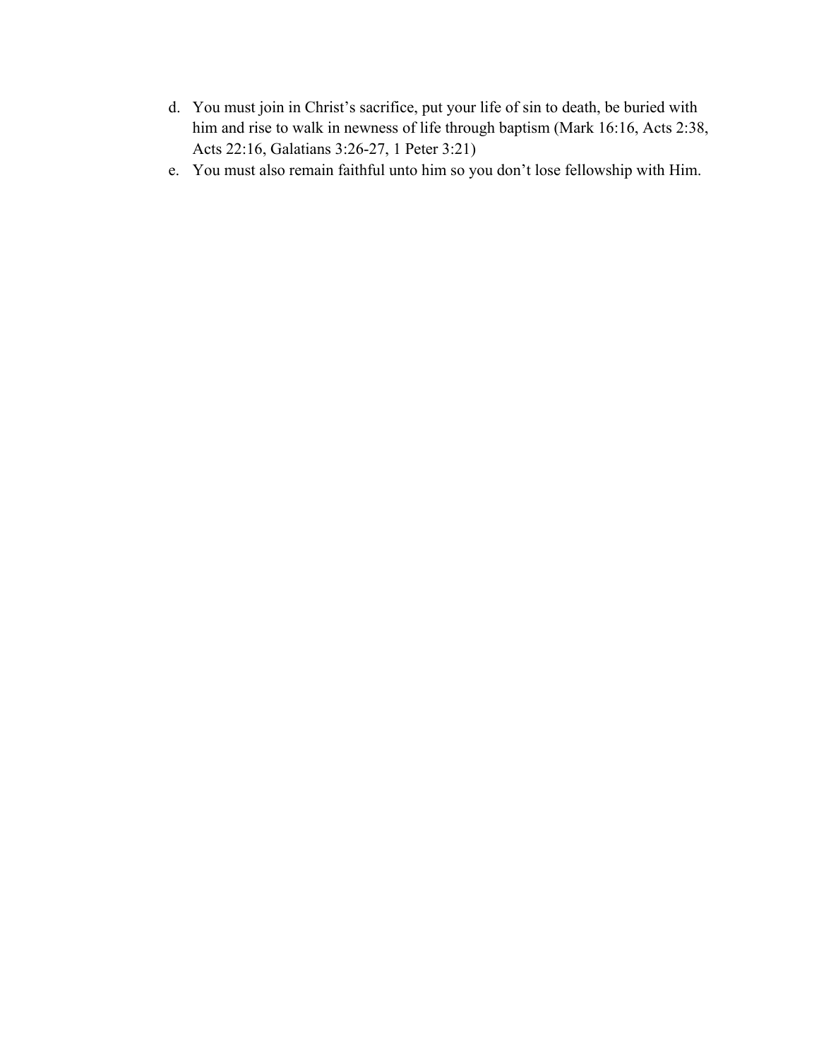d. You must join in Christ's sacrifice, put your life of sin to death, be buried with him and rise to walk in newness of life through baptism (Mark 16:16, Acts 2:38, Acts 22:16, Galatians 3:26-27, 1 Peter 3:21)

e. You must also remain faithful unto him so you don't lose fellowship with Him.